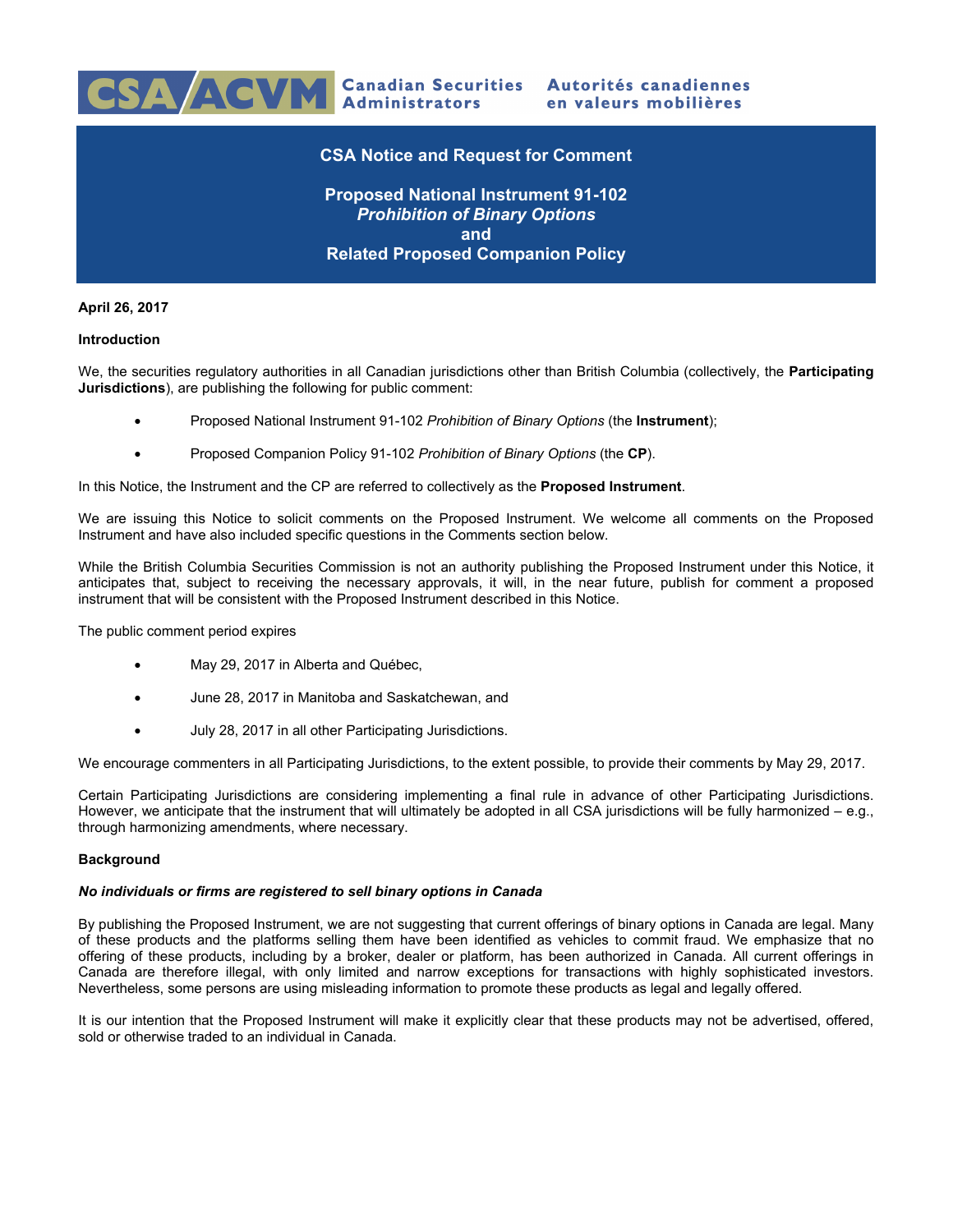CSA ACVM Canadian Securities Administrators Autorités canadiennes en valeurs mobilières

# CSA Notice and Request for Comment

## Proposed National Instrument 91-102 *Prohibition of Binary Options* and Related Proposed Companion Policy

**April 26, 2017**

**Introduction**

We, the securities regulatory authorities in all Canadian jurisdictions other than British Columbia (collectively, the **Participating Jurisdictions**), are publishing the following for public comment:

- Proposed National Instrument 91-102 *Prohibition of Binary Options* (the **Instrument**);
- Proposed Companion Policy 91-102 *Prohibition of Binary Options* (the **CP**).

In this Notice, the Instrument and the CP are referred to collectively as the **Proposed Instrument**.

We are issuing this Notice to solicit comments on the Proposed Instrument. We welcome all comments on the Proposed Instrument and have also included specific questions in the Comments section below.

While the British Columbia Securities Commission is not an authority publishing the Proposed Instrument under this Notice, it anticipates that, subject to receiving the necessary approvals, it will, in the near future, publish for comment a proposed instrument that will be consistent with the Proposed Instrument described in this Notice.

The public comment period expires

- May 29, 2017 in Alberta and Québec,
- June 28, 2017 in Manitoba and Saskatchewan, and
- July 28, 2017 in all other Participating Jurisdictions.

We encourage commenters in all Participating Jurisdictions, to the extent possible, to provide their comments by May 29, 2017.

Certain Participating Jurisdictions are considering implementing a final rule in advance of other Participating Jurisdictions. However, we anticipate that the instrument that will ultimately be adopted in all CSA jurisdictions will be fully harmonized – e.g., through harmonizing amendments, where necessary.

**Background**

***No individuals or firms are registered to sell binary options in Canada***

By publishing the Proposed Instrument, we are not suggesting that current offerings of binary options in Canada are legal. Many of these products and the platforms selling them have been identified as vehicles to commit fraud. We emphasize that no offering of these products, including by a broker, dealer or platform, has been authorized in Canada. All current offerings in Canada are therefore illegal, with only limited and narrow exceptions for transactions with highly sophisticated investors. Nevertheless, some persons are using misleading information to promote these products as legal and legally offered.

It is our intention that the Proposed Instrument will make it explicitly clear that these products may not be advertised, offered, sold or otherwise traded to an individual in Canada.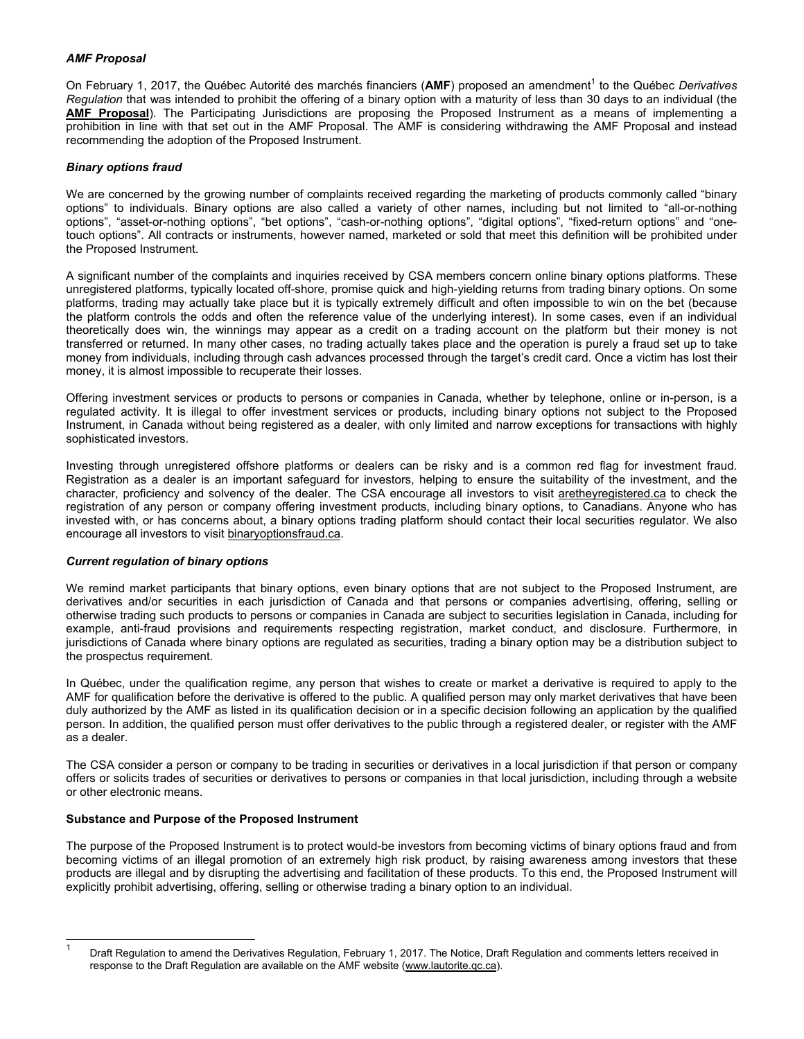### *AMF Proposal*

On February 1, 2017, the Québec Autorité des marchés financiers (**AMF**) proposed an amendment[1] to the Québec *Derivatives Regulation* that was intended to prohibit the offering of a binary option with a maturity of less than 30 days to an individual (the **AMF Proposal**). The Participating Jurisdictions are proposing the Proposed Instrument as a means of implementing a prohibition in line with that set out in the AMF Proposal. The AMF is considering withdrawing the AMF Proposal and instead recommending the adoption of the Proposed Instrument.

### *Binary options fraud*

We are concerned by the growing number of complaints received regarding the marketing of products commonly called "binary options" to individuals. Binary options are also called a variety of other names, including but not limited to "all-or-nothing options", "asset-or-nothing options", "bet options", "cash-or-nothing options", "digital options", "fixed-return options" and "one-touch options". All contracts or instruments, however named, marketed or sold that meet this definition will be prohibited under the Proposed Instrument.

A significant number of the complaints and inquiries received by CSA members concern online binary options platforms. These unregistered platforms, typically located off-shore, promise quick and high-yielding returns from trading binary options. On some platforms, trading may actually take place but it is typically extremely difficult and often impossible to win on the bet (because the platform controls the odds and often the reference value of the underlying interest). In some cases, even if an individual theoretically does win, the winnings may appear as a credit on a trading account on the platform but their money is not transferred or returned. In many other cases, no trading actually takes place and the operation is purely a fraud set up to take money from individuals, including through cash advances processed through the target's credit card. Once a victim has lost their money, it is almost impossible to recuperate their losses.

Offering investment services or products to persons or companies in Canada, whether by telephone, online or in-person, is a regulated activity. It is illegal to offer investment services or products, including binary options not subject to the Proposed Instrument, in Canada without being registered as a dealer, with only limited and narrow exceptions for transactions with highly sophisticated investors.

Investing through unregistered offshore platforms or dealers can be risky and is a common red flag for investment fraud. Registration as a dealer is an important safeguard for investors, helping to ensure the suitability of the investment, and the character, proficiency and solvency of the dealer. The CSA encourage all investors to visit aretheyregistered.ca to check the registration of any person or company offering investment products, including binary options, to Canadians. Anyone who has invested with, or has concerns about, a binary options trading platform should contact their local securities regulator. We also encourage all investors to visit binaryoptionsfraud.ca.

### *Current regulation of binary options*

We remind market participants that binary options, even binary options that are not subject to the Proposed Instrument, are derivatives and/or securities in each jurisdiction of Canada and that persons or companies advertising, offering, selling or otherwise trading such products to persons or companies in Canada are subject to securities legislation in Canada, including for example, anti-fraud provisions and requirements respecting registration, market conduct, and disclosure. Furthermore, in jurisdictions of Canada where binary options are regulated as securities, trading a binary option may be a distribution subject to the prospectus requirement.

In Québec, under the qualification regime, any person that wishes to create or market a derivative is required to apply to the AMF for qualification before the derivative is offered to the public. A qualified person may only market derivatives that have been duly authorized by the AMF as listed in its qualification decision or in a specific decision following an application by the qualified person. In addition, the qualified person must offer derivatives to the public through a registered dealer, or register with the AMF as a dealer.

The CSA consider a person or company to be trading in securities or derivatives in a local jurisdiction if that person or company offers or solicits trades of securities or derivatives to persons or companies in that local jurisdiction, including through a website or other electronic means.

## Substance and Purpose of the Proposed Instrument

The purpose of the Proposed Instrument is to protect would-be investors from becoming victims of binary options fraud and from becoming victims of an illegal promotion of an extremely high risk product, by raising awareness among investors that these products are illegal and by disrupting the advertising and facilitation of these products. To this end, the Proposed Instrument will explicitly prohibit advertising, offering, selling or otherwise trading a binary option to an individual.

---

[1] Draft Regulation to amend the Derivatives Regulation, February 1, 2017. The Notice, Draft Regulation and comments letters received in response to the Draft Regulation are available on the AMF website (www.lautorite.qc.ca).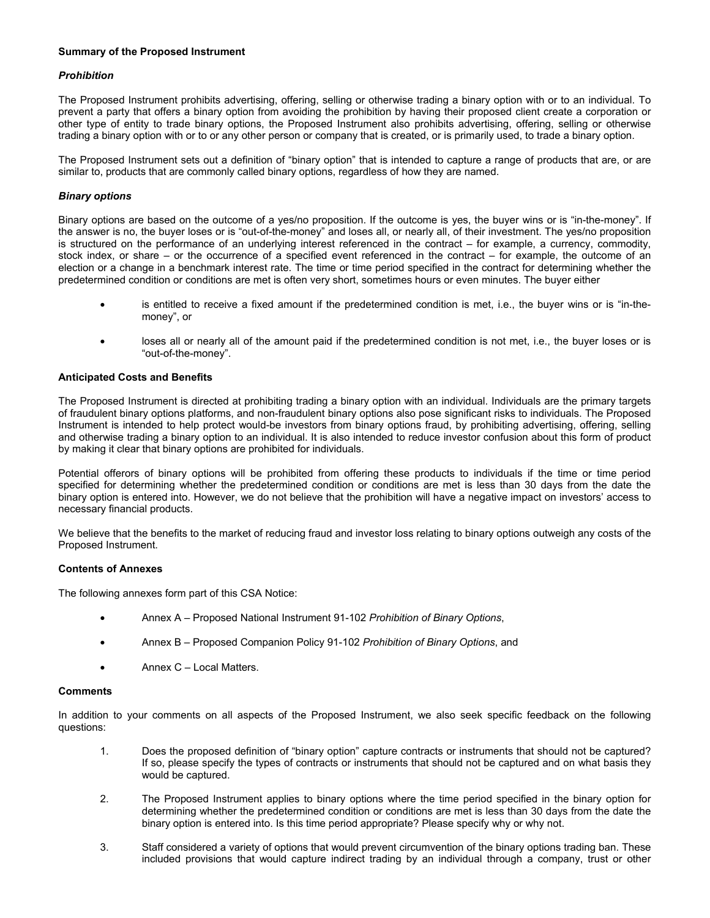**Summary of the Proposed Instrument**

***Prohibition***

The Proposed Instrument prohibits advertising, offering, selling or otherwise trading a binary option with or to an individual. To prevent a party that offers a binary option from avoiding the prohibition by having their proposed client create a corporation or other type of entity to trade binary options, the Proposed Instrument also prohibits advertising, offering, selling or otherwise trading a binary option with or to or any other person or company that is created, or is primarily used, to trade a binary option.

The Proposed Instrument sets out a definition of "binary option" that is intended to capture a range of products that are, or are similar to, products that are commonly called binary options, regardless of how they are named.

***Binary options***

Binary options are based on the outcome of a yes/no proposition. If the outcome is yes, the buyer wins or is "in-the-money". If the answer is no, the buyer loses or is "out-of-the-money" and loses all, or nearly all, of their investment. The yes/no proposition is structured on the performance of an underlying interest referenced in the contract – for example, a currency, commodity, stock index, or share – or the occurrence of a specified event referenced in the contract – for example, the outcome of an election or a change in a benchmark interest rate. The time or time period specified in the contract for determining whether the predetermined condition or conditions are met is often very short, sometimes hours or even minutes. The buyer either

- is entitled to receive a fixed amount if the predetermined condition is met, i.e., the buyer wins or is "in-the-money", or
- loses all or nearly all of the amount paid if the predetermined condition is not met, i.e., the buyer loses or is "out-of-the-money".

**Anticipated Costs and Benefits**

The Proposed Instrument is directed at prohibiting trading a binary option with an individual. Individuals are the primary targets of fraudulent binary options platforms, and non-fraudulent binary options also pose significant risks to individuals. The Proposed Instrument is intended to help protect would-be investors from binary options fraud, by prohibiting advertising, offering, selling and otherwise trading a binary option to an individual. It is also intended to reduce investor confusion about this form of product by making it clear that binary options are prohibited for individuals.

Potential offerors of binary options will be prohibited from offering these products to individuals if the time or time period specified for determining whether the predetermined condition or conditions are met is less than 30 days from the date the binary option is entered into. However, we do not believe that the prohibition will have a negative impact on investors' access to necessary financial products.

We believe that the benefits to the market of reducing fraud and investor loss relating to binary options outweigh any costs of the Proposed Instrument.

**Contents of Annexes**

The following annexes form part of this CSA Notice:

- Annex A – Proposed National Instrument 91-102 *Prohibition of Binary Options*,
- Annex B – Proposed Companion Policy 91-102 *Prohibition of Binary Options*, and
- Annex C – Local Matters.

**Comments**

In addition to your comments on all aspects of the Proposed Instrument, we also seek specific feedback on the following questions:

1. Does the proposed definition of "binary option" capture contracts or instruments that should not be captured? If so, please specify the types of contracts or instruments that should not be captured and on what basis they would be captured.

2. The Proposed Instrument applies to binary options where the time period specified in the binary option for determining whether the predetermined condition or conditions are met is less than 30 days from the date the binary option is entered into. Is this time period appropriate? Please specify why or why not.

3. Staff considered a variety of options that would prevent circumvention of the binary options trading ban. These included provisions that would capture indirect trading by an individual through a company, trust or other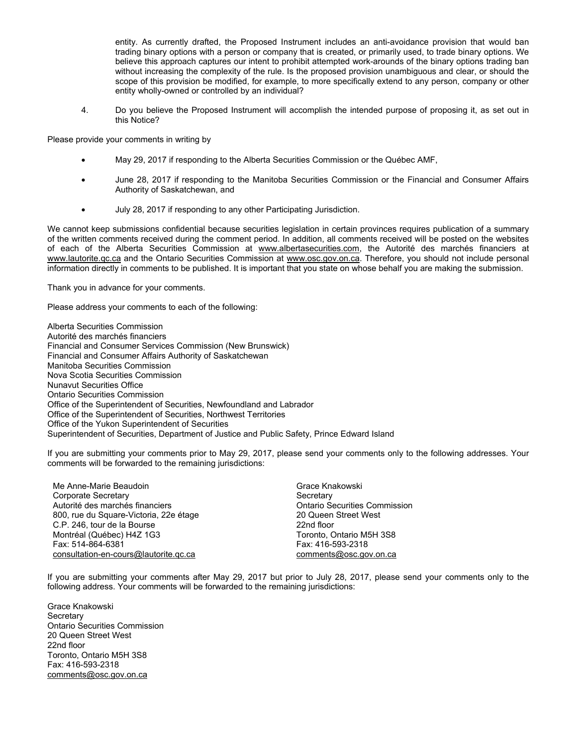entity. As currently drafted, the Proposed Instrument includes an anti-avoidance provision that would ban trading binary options with a person or company that is created, or primarily used, to trade binary options. We believe this approach captures our intent to prohibit attempted work-arounds of the binary options trading ban without increasing the complexity of the rule. Is the proposed provision unambiguous and clear, or should the scope of this provision be modified, for example, to more specifically extend to any person, company or other entity wholly-owned or controlled by an individual?

4. Do you believe the Proposed Instrument will accomplish the intended purpose of proposing it, as set out in this Notice?

Please provide your comments in writing by

- May 29, 2017 if responding to the Alberta Securities Commission or the Québec AMF,
- June 28, 2017 if responding to the Manitoba Securities Commission or the Financial and Consumer Affairs Authority of Saskatchewan, and
- July 28, 2017 if responding to any other Participating Jurisdiction.

We cannot keep submissions confidential because securities legislation in certain provinces requires publication of a summary of the written comments received during the comment period. In addition, all comments received will be posted on the websites of each of the Alberta Securities Commission at www.albertasecurities.com, the Autorité des marchés financiers at www.lautorite.qc.ca and the Ontario Securities Commission at www.osc.gov.on.ca. Therefore, you should not include personal information directly in comments to be published. It is important that you state on whose behalf you are making the submission.

Thank you in advance for your comments.

Please address your comments to each of the following:

Alberta Securities Commission
Autorité des marchés financiers
Financial and Consumer Services Commission (New Brunswick)
Financial and Consumer Affairs Authority of Saskatchewan
Manitoba Securities Commission
Nova Scotia Securities Commission
Nunavut Securities Office
Ontario Securities Commission
Office of the Superintendent of Securities, Newfoundland and Labrador
Office of the Superintendent of Securities, Northwest Territories
Office of the Yukon Superintendent of Securities
Superintendent of Securities, Department of Justice and Public Safety, Prince Edward Island

If you are submitting your comments prior to May 29, 2017, please send your comments only to the following addresses. Your comments will be forwarded to the remaining jurisdictions:

Me Anne-Marie Beaudoin
Corporate Secretary
Autorité des marchés financiers
800, rue du Square-Victoria, 22e étage
C.P. 246, tour de la Bourse
Montréal (Québec) H4Z 1G3
Fax: 514-864-6381
consultation-en-cours@lautorite.qc.ca

Grace Knakowski
Secretary
Ontario Securities Commission
20 Queen Street West
22nd floor
Toronto, Ontario M5H 3S8
Fax: 416-593-2318
comments@osc.gov.on.ca

If you are submitting your comments after May 29, 2017 but prior to July 28, 2017, please send your comments only to the following address. Your comments will be forwarded to the remaining jurisdictions:

Grace Knakowski
Secretary
Ontario Securities Commission
20 Queen Street West
22nd floor
Toronto, Ontario M5H 3S8
Fax: 416-593-2318
comments@osc.gov.on.ca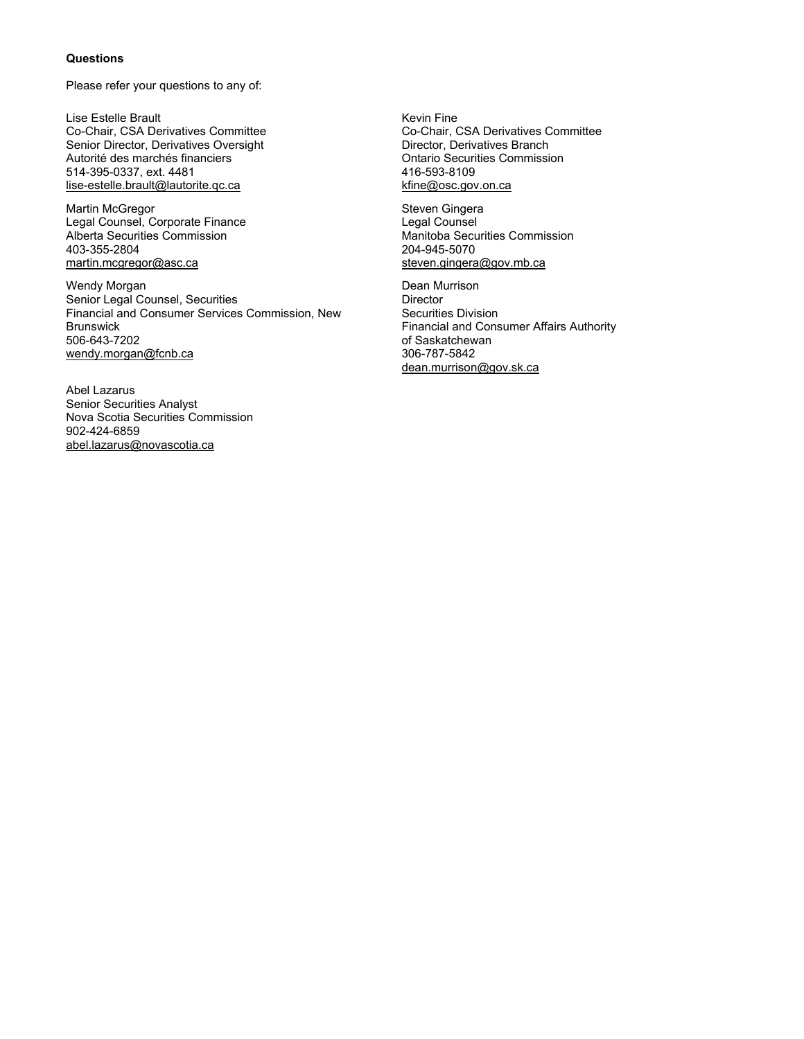**Questions**

Please refer your questions to any of:

Lise Estelle Brault
Co-Chair, CSA Derivatives Committee
Senior Director, Derivatives Oversight
Autorité des marchés financiers
514-395-0337, ext. 4481
lise-estelle.brault@lautorite.qc.ca

Kevin Fine
Co-Chair, CSA Derivatives Committee
Director, Derivatives Branch
Ontario Securities Commission
416-593-8109
kfine@osc.gov.on.ca

Martin McGregor
Legal Counsel, Corporate Finance
Alberta Securities Commission
403-355-2804
martin.mcgregor@asc.ca

Steven Gingera
Legal Counsel
Manitoba Securities Commission
204-945-5070
steven.gingera@gov.mb.ca

Wendy Morgan
Senior Legal Counsel, Securities
Financial and Consumer Services Commission, New Brunswick
506-643-7202
wendy.morgan@fcnb.ca

Dean Murrison
Director
Securities Division
Financial and Consumer Affairs Authority of Saskatchewan
306-787-5842
dean.murrison@gov.sk.ca

Abel Lazarus
Senior Securities Analyst
Nova Scotia Securities Commission
902-424-6859
abel.lazarus@novascotia.ca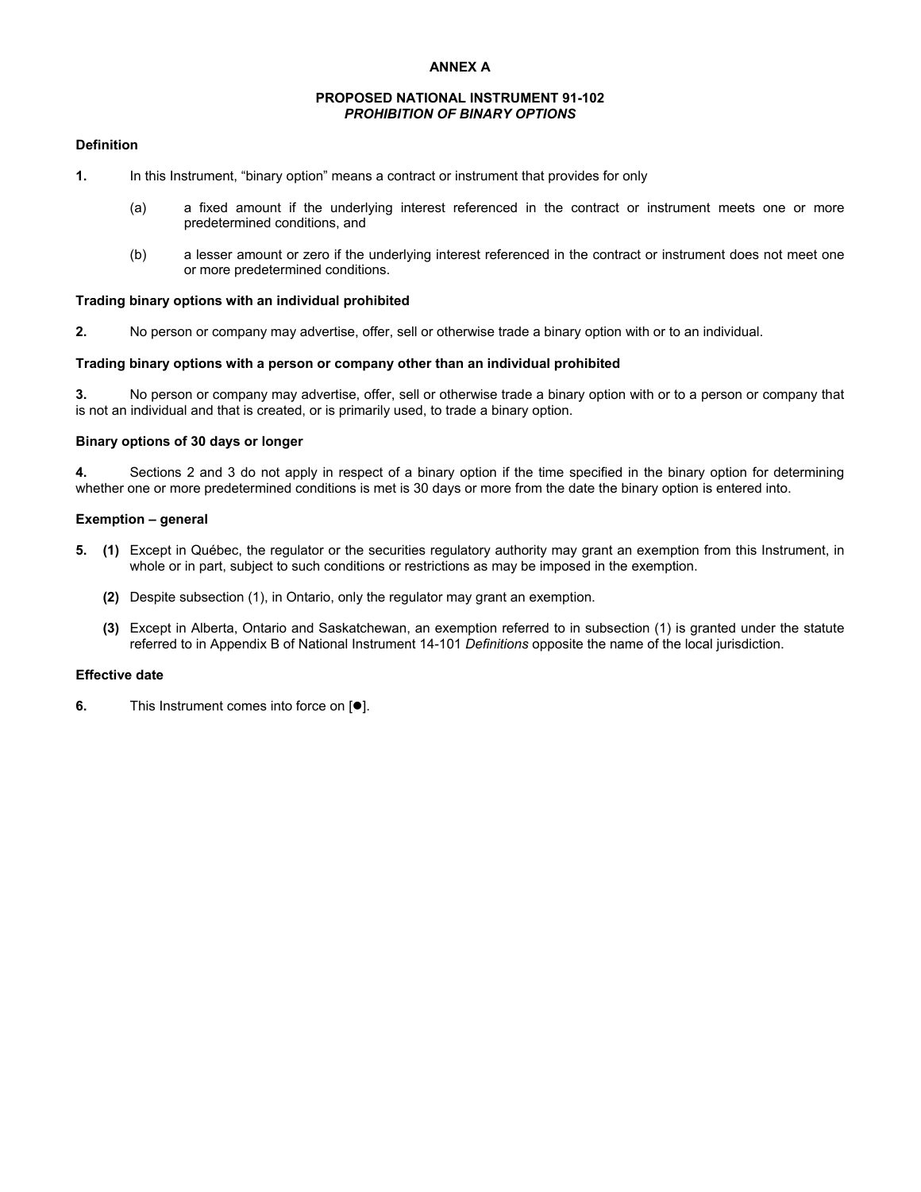# ANNEX A

## PROPOSED NATIONAL INSTRUMENT 91-102
## *PROHIBITION OF BINARY OPTIONS*

### Definition

**1.** In this Instrument, "binary option" means a contract or instrument that provides for only

(a) a fixed amount if the underlying interest referenced in the contract or instrument meets one or more predetermined conditions, and

(b) a lesser amount or zero if the underlying interest referenced in the contract or instrument does not meet one or more predetermined conditions.

### Trading binary options with an individual prohibited

**2.** No person or company may advertise, offer, sell or otherwise trade a binary option with or to an individual.

### Trading binary options with a person or company other than an individual prohibited

**3.** No person or company may advertise, offer, sell or otherwise trade a binary option with or to a person or company that is not an individual and that is created, or is primarily used, to trade a binary option.

### Binary options of 30 days or longer

**4.** Sections 2 and 3 do not apply in respect of a binary option if the time specified in the binary option for determining whether one or more predetermined conditions is met is 30 days or more from the date the binary option is entered into.

### Exemption – general

**5. (1)** Except in Québec, the regulator or the securities regulatory authority may grant an exemption from this Instrument, in whole or in part, subject to such conditions or restrictions as may be imposed in the exemption.

**(2)** Despite subsection (1), in Ontario, only the regulator may grant an exemption.

**(3)** Except in Alberta, Ontario and Saskatchewan, an exemption referred to in subsection (1) is granted under the statute referred to in Appendix B of National Instrument 14-101 *Definitions* opposite the name of the local jurisdiction.

### Effective date

**6.** This Instrument comes into force on [●].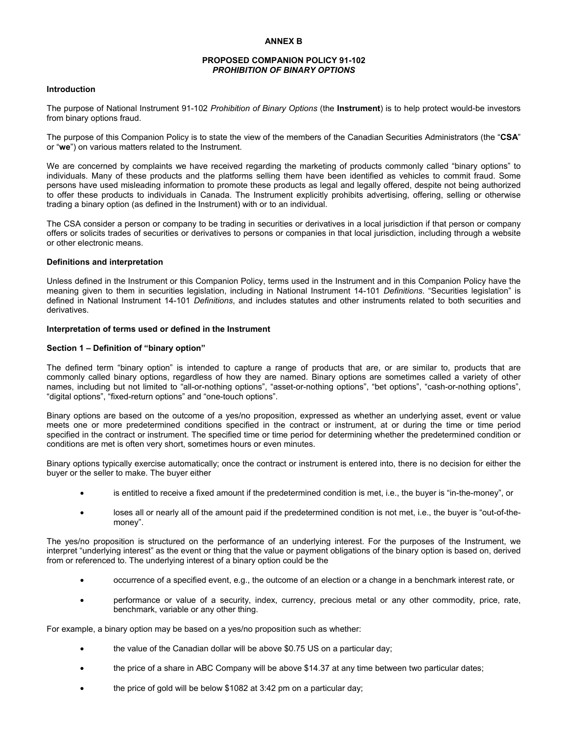**ANNEX B**

**PROPOSED COMPANION POLICY 91-102**
***PROHIBITION OF BINARY OPTIONS***

## Introduction

The purpose of National Instrument 91-102 *Prohibition of Binary Options* (the **Instrument**) is to help protect would-be investors from binary options fraud.

The purpose of this Companion Policy is to state the view of the members of the Canadian Securities Administrators (the "**CSA**" or "**we**") on various matters related to the Instrument.

We are concerned by complaints we have received regarding the marketing of products commonly called "binary options" to individuals. Many of these products and the platforms selling them have been identified as vehicles to commit fraud. Some persons have used misleading information to promote these products as legal and legally offered, despite not being authorized to offer these products to individuals in Canada. The Instrument explicitly prohibits advertising, offering, selling or otherwise trading a binary option (as defined in the Instrument) with or to an individual.

The CSA consider a person or company to be trading in securities or derivatives in a local jurisdiction if that person or company offers or solicits trades of securities or derivatives to persons or companies in that local jurisdiction, including through a website or other electronic means.

## Definitions and interpretation

Unless defined in the Instrument or this Companion Policy, terms used in the Instrument and in this Companion Policy have the meaning given to them in securities legislation, including in National Instrument 14-101 *Definitions*. "Securities legislation" is defined in National Instrument 14-101 *Definitions*, and includes statutes and other instruments related to both securities and derivatives.

## Interpretation of terms used or defined in the Instrument

### Section 1 – Definition of "binary option"

The defined term "binary option" is intended to capture a range of products that are, or are similar to, products that are commonly called binary options, regardless of how they are named. Binary options are sometimes called a variety of other names, including but not limited to "all-or-nothing options", "asset-or-nothing options", "bet options", "cash-or-nothing options", "digital options", "fixed-return options" and "one-touch options".

Binary options are based on the outcome of a yes/no proposition, expressed as whether an underlying asset, event or value meets one or more predetermined conditions specified in the contract or instrument, at or during the time or time period specified in the contract or instrument. The specified time or time period for determining whether the predetermined condition or conditions are met is often very short, sometimes hours or even minutes.

Binary options typically exercise automatically; once the contract or instrument is entered into, there is no decision for either the buyer or the seller to make. The buyer either

- is entitled to receive a fixed amount if the predetermined condition is met, i.e., the buyer is "in-the-money", or
- loses all or nearly all of the amount paid if the predetermined condition is not met, i.e., the buyer is "out-of-the-money".

The yes/no proposition is structured on the performance of an underlying interest. For the purposes of the Instrument, we interpret "underlying interest" as the event or thing that the value or payment obligations of the binary option is based on, derived from or referenced to. The underlying interest of a binary option could be the

- occurrence of a specified event, e.g., the outcome of an election or a change in a benchmark interest rate, or
- performance or value of a security, index, currency, precious metal or any other commodity, price, rate, benchmark, variable or any other thing.

For example, a binary option may be based on a yes/no proposition such as whether:

- the value of the Canadian dollar will be above $0.75 US on a particular day;
- the price of a share in ABC Company will be above $14.37 at any time between two particular dates;
- the price of gold will be below $1082 at 3:42 pm on a particular day;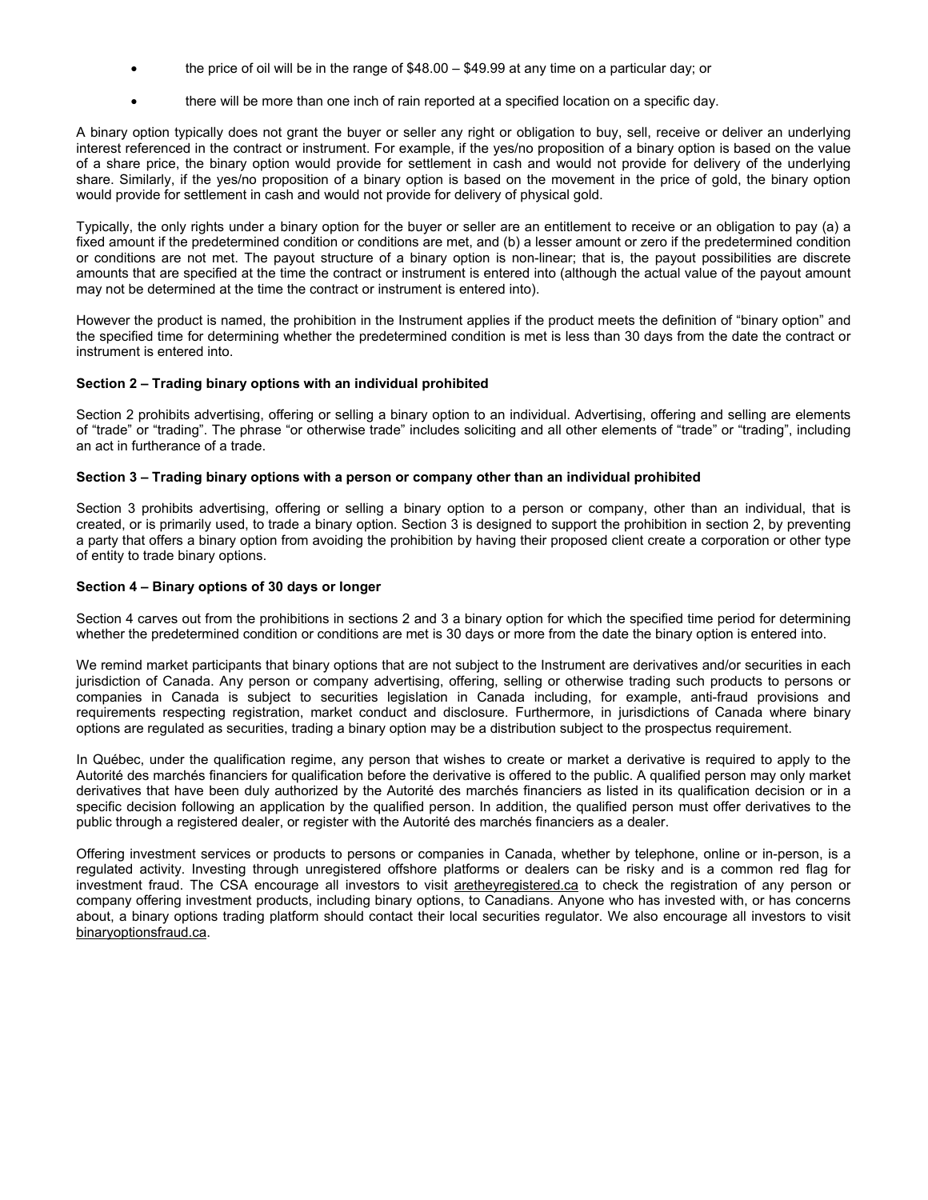- the price of oil will be in the range of $48.00 – $49.99 at any time on a particular day; or
- there will be more than one inch of rain reported at a specified location on a specific day.

A binary option typically does not grant the buyer or seller any right or obligation to buy, sell, receive or deliver an underlying interest referenced in the contract or instrument. For example, if the yes/no proposition of a binary option is based on the value of a share price, the binary option would provide for settlement in cash and would not provide for delivery of the underlying share. Similarly, if the yes/no proposition of a binary option is based on the movement in the price of gold, the binary option would provide for settlement in cash and would not provide for delivery of physical gold.

Typically, the only rights under a binary option for the buyer or seller are an entitlement to receive or an obligation to pay (a) a fixed amount if the predetermined condition or conditions are met, and (b) a lesser amount or zero if the predetermined condition or conditions are not met. The payout structure of a binary option is non-linear; that is, the payout possibilities are discrete amounts that are specified at the time the contract or instrument is entered into (although the actual value of the payout amount may not be determined at the time the contract or instrument is entered into).

However the product is named, the prohibition in the Instrument applies if the product meets the definition of "binary option" and the specified time for determining whether the predetermined condition is met is less than 30 days from the date the contract or instrument is entered into.

**Section 2 – Trading binary options with an individual prohibited**

Section 2 prohibits advertising, offering or selling a binary option to an individual. Advertising, offering and selling are elements of "trade" or "trading". The phrase "or otherwise trade" includes soliciting and all other elements of "trade" or "trading", including an act in furtherance of a trade.

**Section 3 – Trading binary options with a person or company other than an individual prohibited**

Section 3 prohibits advertising, offering or selling a binary option to a person or company, other than an individual, that is created, or is primarily used, to trade a binary option. Section 3 is designed to support the prohibition in section 2, by preventing a party that offers a binary option from avoiding the prohibition by having their proposed client create a corporation or other type of entity to trade binary options.

**Section 4 – Binary options of 30 days or longer**

Section 4 carves out from the prohibitions in sections 2 and 3 a binary option for which the specified time period for determining whether the predetermined condition or conditions are met is 30 days or more from the date the binary option is entered into.

We remind market participants that binary options that are not subject to the Instrument are derivatives and/or securities in each jurisdiction of Canada. Any person or company advertising, offering, selling or otherwise trading such products to persons or companies in Canada is subject to securities legislation in Canada including, for example, anti-fraud provisions and requirements respecting registration, market conduct and disclosure. Furthermore, in jurisdictions of Canada where binary options are regulated as securities, trading a binary option may be a distribution subject to the prospectus requirement.

In Québec, under the qualification regime, any person that wishes to create or market a derivative is required to apply to the Autorité des marchés financiers for qualification before the derivative is offered to the public. A qualified person may only market derivatives that have been duly authorized by the Autorité des marchés financiers as listed in its qualification decision or in a specific decision following an application by the qualified person. In addition, the qualified person must offer derivatives to the public through a registered dealer, or register with the Autorité des marchés financiers as a dealer.

Offering investment services or products to persons or companies in Canada, whether by telephone, online or in-person, is a regulated activity. Investing through unregistered offshore platforms or dealers can be risky and is a common red flag for investment fraud. The CSA encourage all investors to visit aretheyregistered.ca to check the registration of any person or company offering investment products, including binary options, to Canadians. Anyone who has invested with, or has concerns about, a binary options trading platform should contact their local securities regulator. We also encourage all investors to visit binaryoptionsfraud.ca.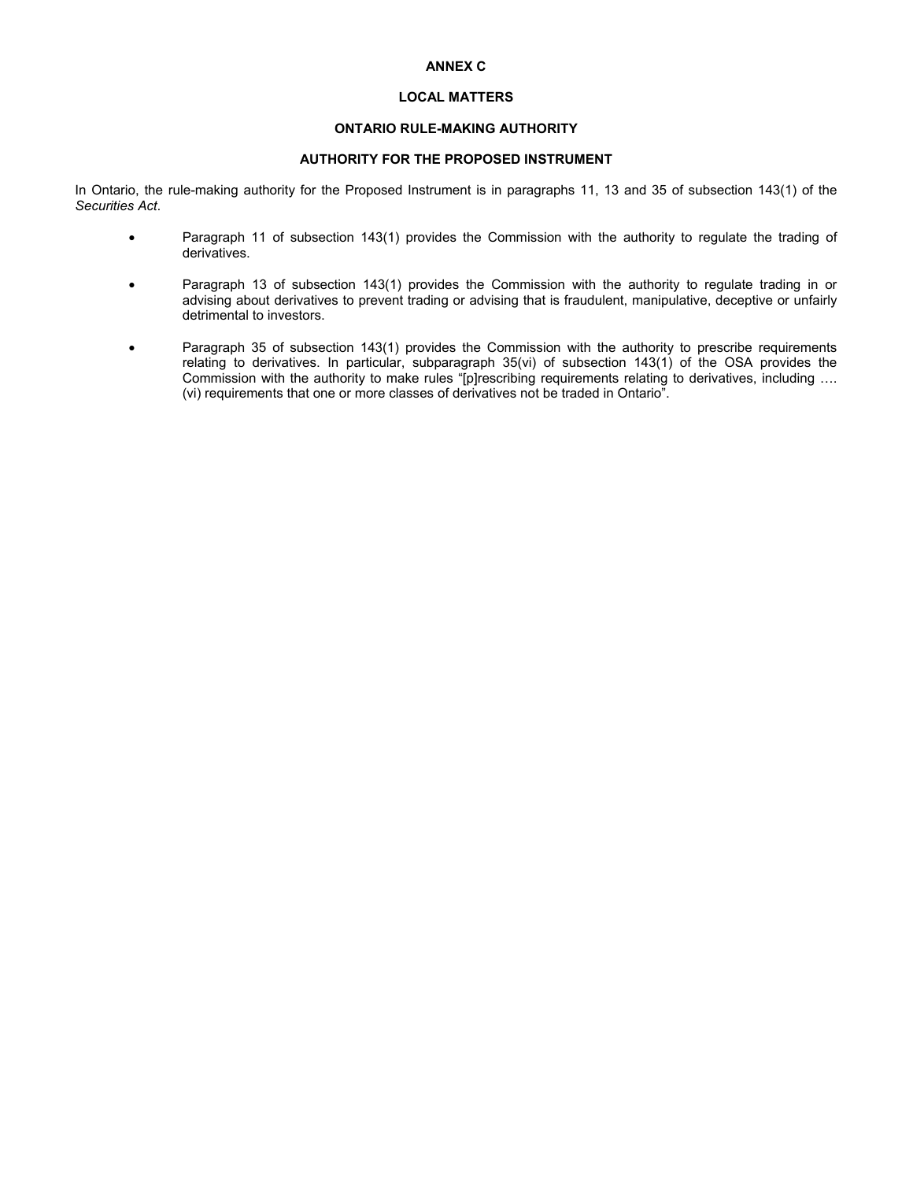# ANNEX C

## LOCAL MATTERS

### ONTARIO RULE-MAKING AUTHORITY

### AUTHORITY FOR THE PROPOSED INSTRUMENT

In Ontario, the rule-making authority for the Proposed Instrument is in paragraphs 11, 13 and 35 of subsection 143(1) of the *Securities Act*.

- Paragraph 11 of subsection 143(1) provides the Commission with the authority to regulate the trading of derivatives.
- Paragraph 13 of subsection 143(1) provides the Commission with the authority to regulate trading in or advising about derivatives to prevent trading or advising that is fraudulent, manipulative, deceptive or unfairly detrimental to investors.
- Paragraph 35 of subsection 143(1) provides the Commission with the authority to prescribe requirements relating to derivatives. In particular, subparagraph 35(vi) of subsection 143(1) of the OSA provides the Commission with the authority to make rules "[p]rescribing requirements relating to derivatives, including …. (vi) requirements that one or more classes of derivatives not be traded in Ontario".